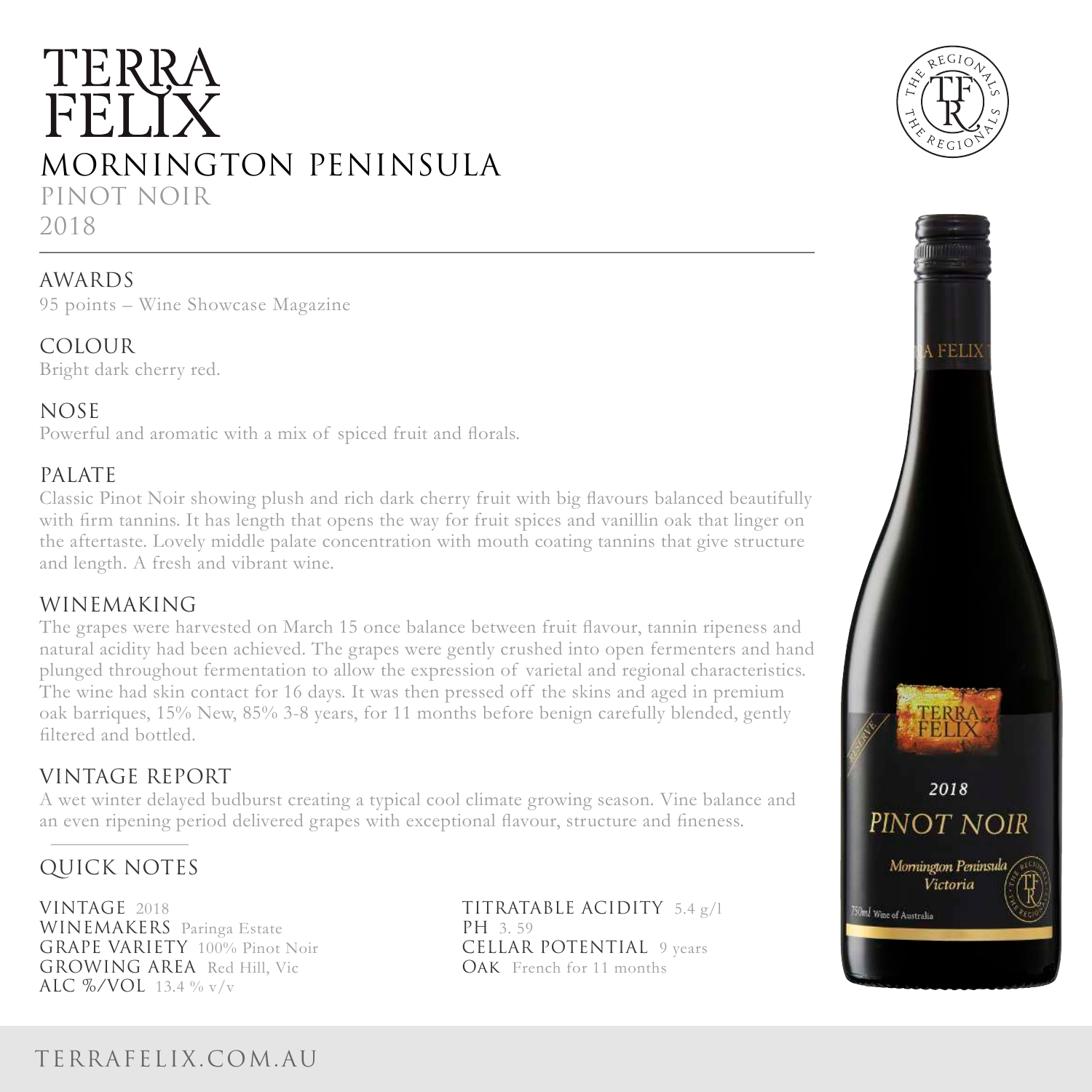# TERRA FELIX

## MORNINGTON PENINSULA

PINOT NOIR

2018

### AWARDS

95 points – Wine Showcase Magazine

### COLOUR

Bright dark cherry red.

### NOSE

Powerful and aromatic with a mix of spiced fruit and florals.

### PALATE

Classic Pinot Noir showing plush and rich dark cherry fruit with big flavours balanced beautifully with firm tannins. It has length that opens the way for fruit spices and vanillin oak that linger on the aftertaste. Lovely middle palate concentration with mouth coating tannins that give structure and length. A fresh and vibrant wine.

### WINEMAKING

The grapes were harvested on March 15 once balance between fruit flavour, tannin ripeness and natural acidity had been achieved. The grapes were gently crushed into open fermenters and hand plunged throughout fermentation to allow the expression of varietal and regional characteristics. The wine had skin contact for 16 days. It was then pressed off the skins and aged in premium oak barriques, 15% New, 85% 3-8 years, for 11 months before benign carefully blended, gently filtered and bottled.

### VINTAGE REPORT

A wet winter delayed budburst creating a typical cool climate growing season. Vine balance and an even ripening period delivered grapes with exceptional flavour, structure and fineness.

### QUICK NOTES

VINTAGE 2018
WINEMAKERS Paringa Estate
GRAPE VARIETY 100% Pinot Noir
GROWING AREA Red Hill, Vic
ALC %/VOL 13.4 % v/v

TITRATABLE ACIDITY 5.4 g/l
PH 3. 59
CELLAR POTENTIAL 9 years
OAK French for 11 months

TERRAFELIX.COM.AU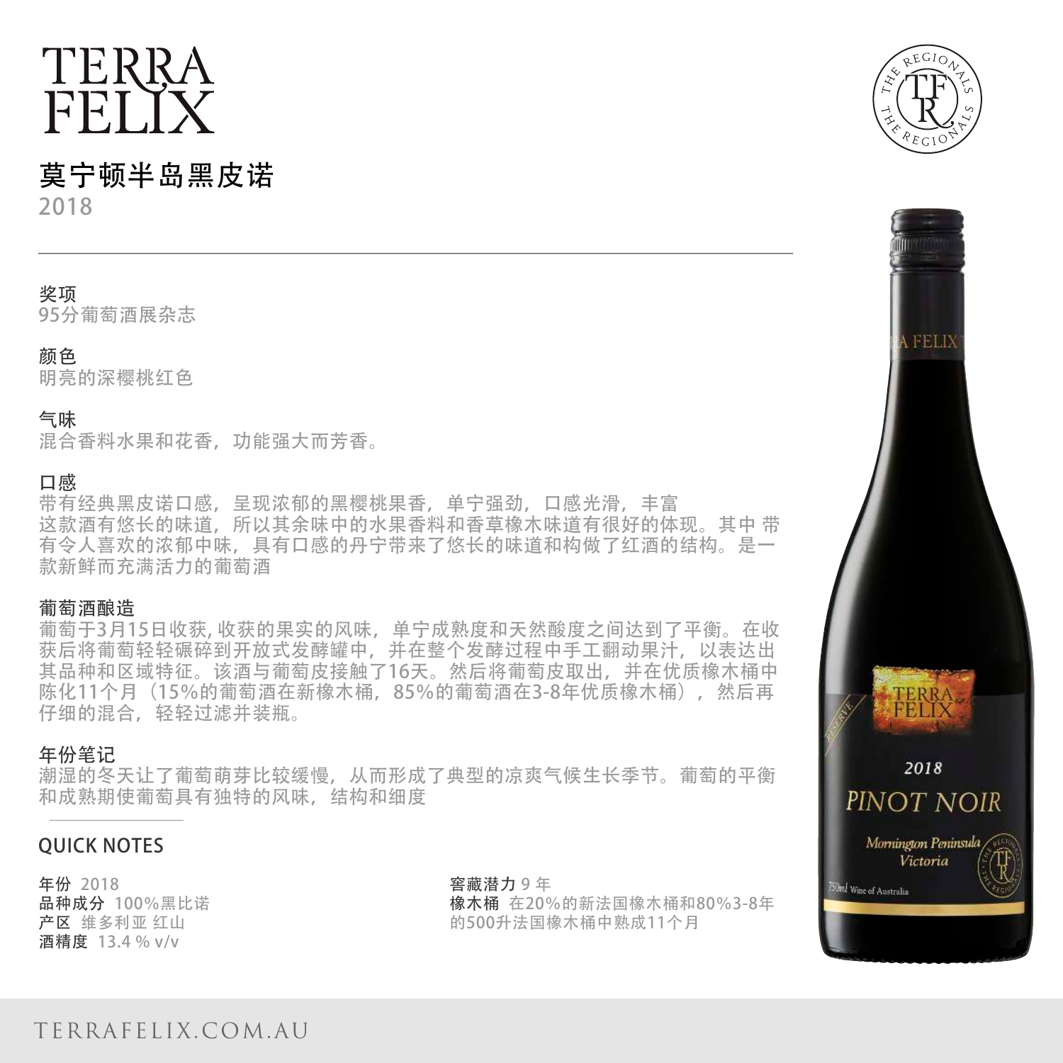# TERRA FELIX

## 莫宁顿半岛黑皮诺

2018

### 奖项

95分葡萄酒展杂志

### 颜色

明亮的深樱桃红色

### 气味

混合香料水果和花香，功能强大而芳香。

### 口感

带有经典黑皮诺口感，呈现浓郁的黑樱桃果香，单宁强劲，口感光滑，丰富
这款酒有悠长的味道，所以其余味中的水果香料和香草橡木味道有很好的体现。其中 带有令人喜欢的浓郁中味，具有口感的丹宁带来了悠长的味道和构做了红酒的结构。是一款新鲜而充满活力的葡萄酒

### 葡萄酒酿造

葡萄于3月15日收获, 收获的果实的风味，单宁成熟度和天然酸度之间达到了平衡。在收获后将葡萄轻轻碾碎到开放式发酵罐中，并在整个发酵过程中手工翻动果汁，以表达出其品种和区域特征。该酒与葡萄皮接触了16天。然后将葡萄皮取出，并在优质橡木桶中陈化11个月（15%的葡萄酒在新橡木桶，85%的葡萄酒在3-8年优质橡木桶），然后再仔细的混合，轻轻过滤并装瓶。

### 年份笔记

潮湿的冬天让了葡萄萌芽比较缓慢，从而形成了典型的凉爽气候生长季节。葡萄的平衡和成熟期使葡萄具有独特的风味，结构和细度

## QUICK NOTES

**年份** 2018
**品种成分** 100%黑比诺
**产区** 维多利亚 红山
**酒精度** 13.4 % v/v

**窖藏潜力** 9 年
**橡木桶** 在20%的新法国橡木桶和80%3-8年的500升法国橡木桶中熟成11个月

TERRAFELIX.COM.AU